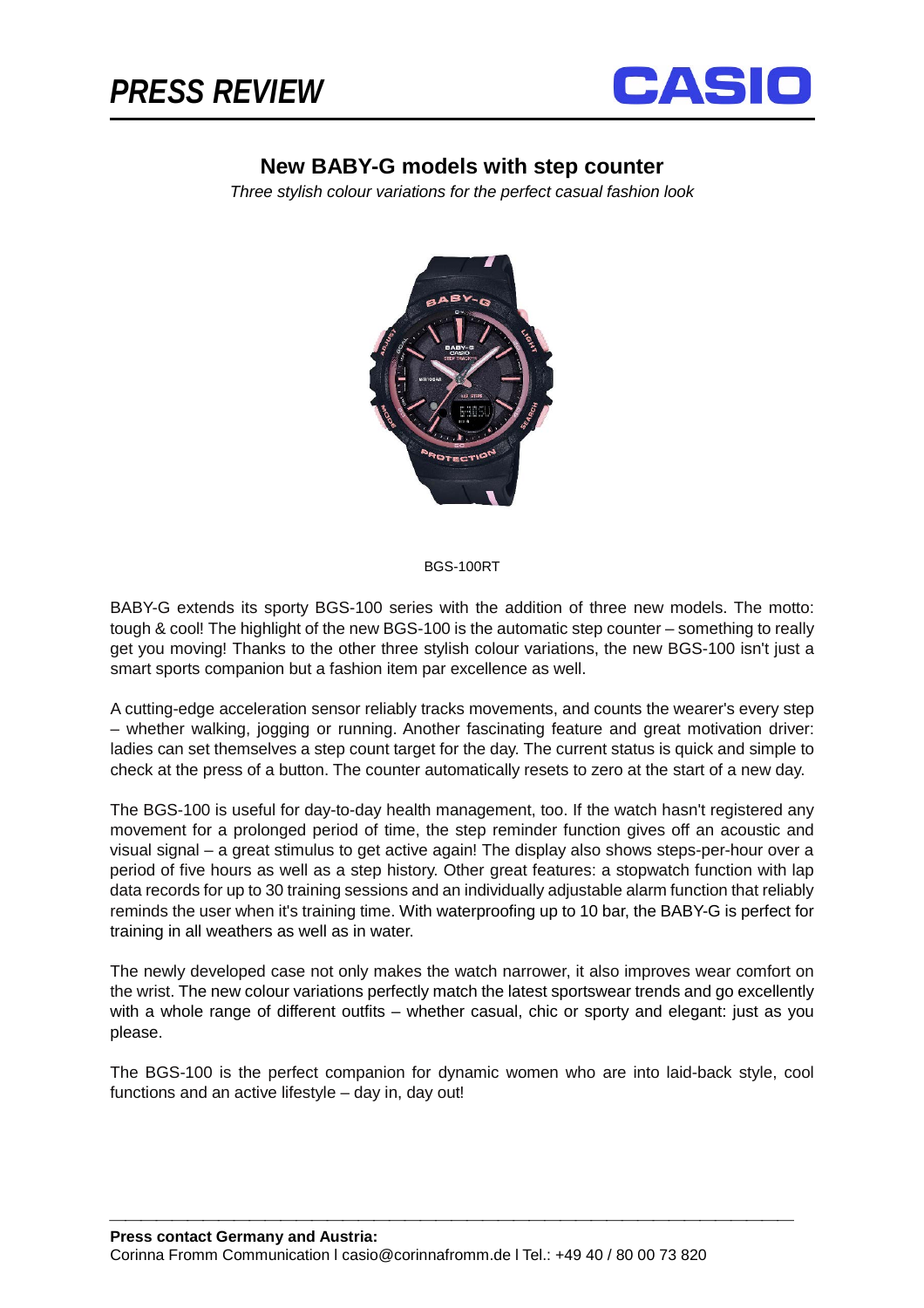# PRESS REVIEW

## New BABY-G models with step counter

*Three stylish colour variations for the perfect casual fashion look*

BGS-100RT

BABY-G extends its sporty BGS-100 series with the addition of three new models. The motto: tough & cool! The highlight of the new BGS-100 is the automatic step counter – something to really get you moving! Thanks to the other three stylish colour variations, the new BGS-100 isn't just a smart sports companion but a fashion item par excellence as well.

A cutting-edge acceleration sensor reliably tracks movements, and counts the wearer's every step – whether walking, jogging or running. Another fascinating feature and great motivation driver: ladies can set themselves a step count target for the day. The current status is quick and simple to check at the press of a button. The counter automatically resets to zero at the start of a new day.

The BGS-100 is useful for day-to-day health management, too. If the watch hasn't registered any movement for a prolonged period of time, the step reminder function gives off an acoustic and visual signal – a great stimulus to get active again! The display also shows steps-per-hour over a period of five hours as well as a step history. Other great features: a stopwatch function with lap data records for up to 30 training sessions and an individually adjustable alarm function that reliably reminds the user when it's training time. With waterproofing up to 10 bar, the BABY-G is perfect for training in all weathers as well as in water.

The newly developed case not only makes the watch narrower, it also improves wear comfort on the wrist. The new colour variations perfectly match the latest sportswear trends and go excellently with a whole range of different outfits – whether casual, chic or sporty and elegant: just as you please.

The BGS-100 is the perfect companion for dynamic women who are into laid-back style, cool functions and an active lifestyle – day in, day out!

---

**Press contact Germany and Austria:**
Corinna Fromm Communication I casio@corinnafromm.de I Tel.: +49 40 / 80 00 73 820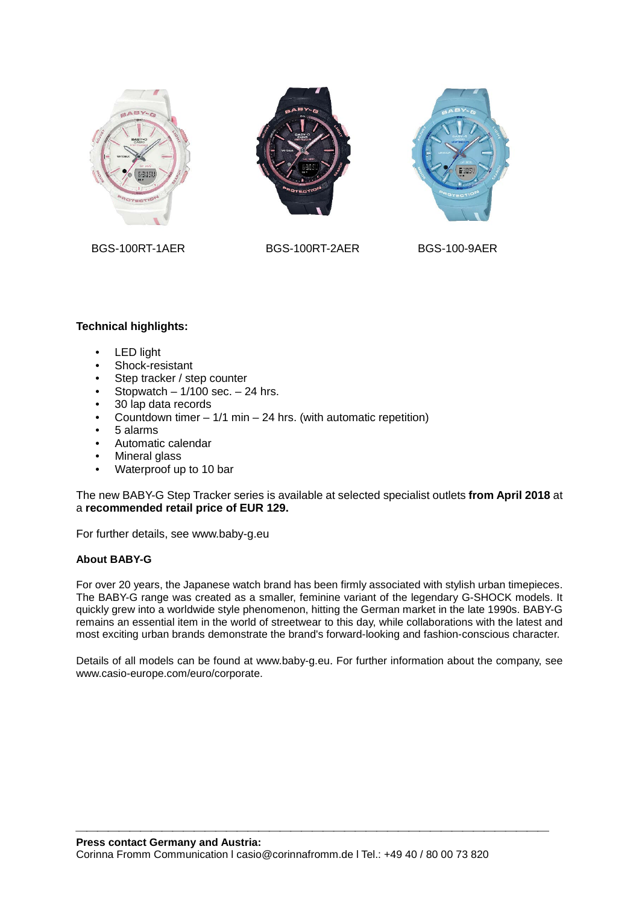BGS-100RT-1AER

BGS-100RT-2AER

BGS-100-9AER

**Technical highlights:**

- LED light
- Shock-resistant
- Step tracker / step counter
- Stopwatch – 1/100 sec. – 24 hrs.
- 30 lap data records
- Countdown timer – 1/1 min – 24 hrs. (with automatic repetition)
- 5 alarms
- Automatic calendar
- Mineral glass
- Waterproof up to 10 bar

The new BABY-G Step Tracker series is available at selected specialist outlets **from April 2018** at a **recommended retail price of EUR 129.**

For further details, see www.baby-g.eu

**About BABY-G**

For over 20 years, the Japanese watch brand has been firmly associated with stylish urban timepieces. The BABY-G range was created as a smaller, feminine variant of the legendary G-SHOCK models. It quickly grew into a worldwide style phenomenon, hitting the German market in the late 1990s. BABY-G remains an essential item in the world of streetwear to this day, while collaborations with the latest and most exciting urban brands demonstrate the brand's forward-looking and fashion-conscious character.

Details of all models can be found at www.baby-g.eu. For further information about the company, see www.casio-europe.com/euro/corporate.

---

**Press contact Germany and Austria:**
Corinna Fromm Communication I casio@corinnafromm.de I Tel.: +49 40 / 80 00 73 820